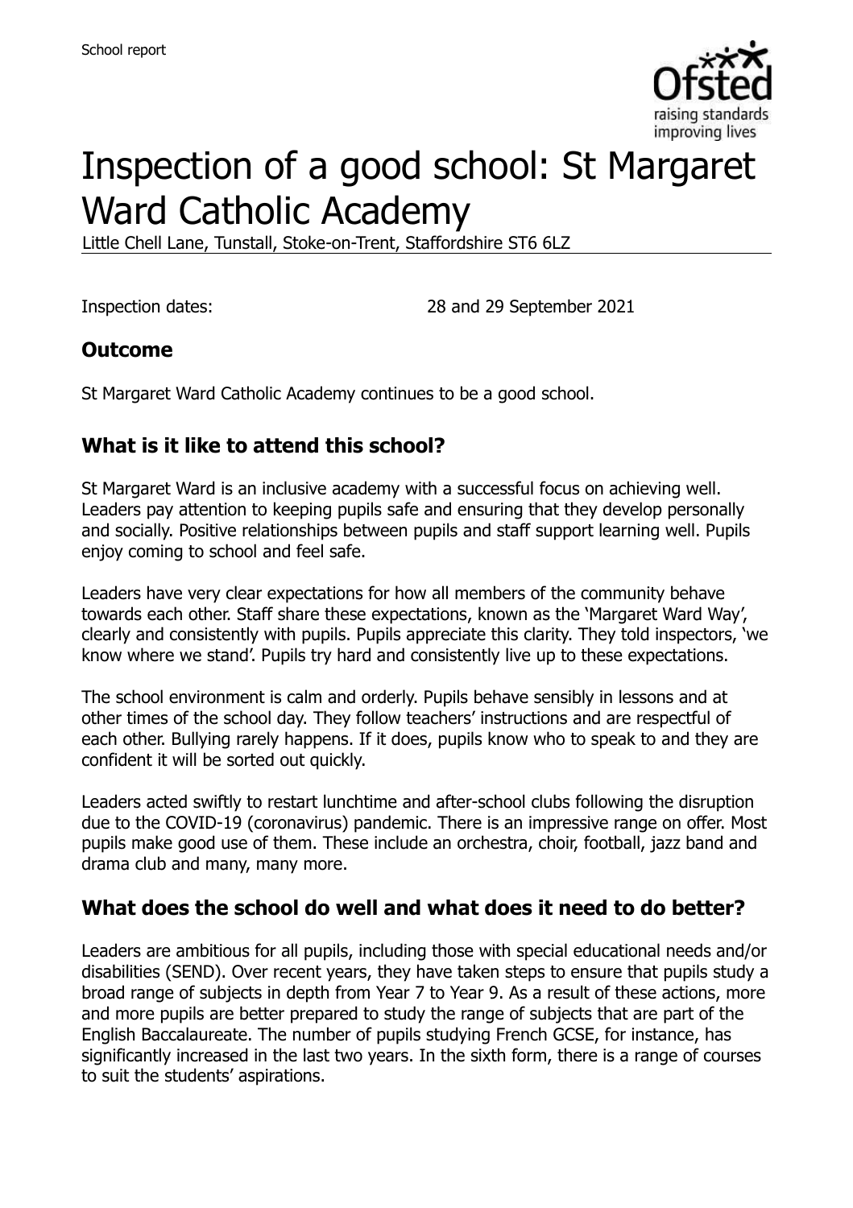School report

# Inspection of a good school: St Margaret Ward Catholic Academy

Little Chell Lane, Tunstall, Stoke-on-Trent, Staffordshire ST6 6LZ

Inspection dates: 28 and 29 September 2021

## Outcome

St Margaret Ward Catholic Academy continues to be a good school.

## What is it like to attend this school?

St Margaret Ward is an inclusive academy with a successful focus on achieving well. Leaders pay attention to keeping pupils safe and ensuring that they develop personally and socially. Positive relationships between pupils and staff support learning well. Pupils enjoy coming to school and feel safe.

Leaders have very clear expectations for how all members of the community behave towards each other. Staff share these expectations, known as the 'Margaret Ward Way', clearly and consistently with pupils. Pupils appreciate this clarity. They told inspectors, 'we know where we stand'. Pupils try hard and consistently live up to these expectations.

The school environment is calm and orderly. Pupils behave sensibly in lessons and at other times of the school day. They follow teachers' instructions and are respectful of each other. Bullying rarely happens. If it does, pupils know who to speak to and they are confident it will be sorted out quickly.

Leaders acted swiftly to restart lunchtime and after-school clubs following the disruption due to the COVID-19 (coronavirus) pandemic. There is an impressive range on offer. Most pupils make good use of them. These include an orchestra, choir, football, jazz band and drama club and many, many more.

## What does the school do well and what does it need to do better?

Leaders are ambitious for all pupils, including those with special educational needs and/or disabilities (SEND). Over recent years, they have taken steps to ensure that pupils study a broad range of subjects in depth from Year 7 to Year 9. As a result of these actions, more and more pupils are better prepared to study the range of subjects that are part of the English Baccalaureate. The number of pupils studying French GCSE, for instance, has significantly increased in the last two years. In the sixth form, there is a range of courses to suit the students' aspirations.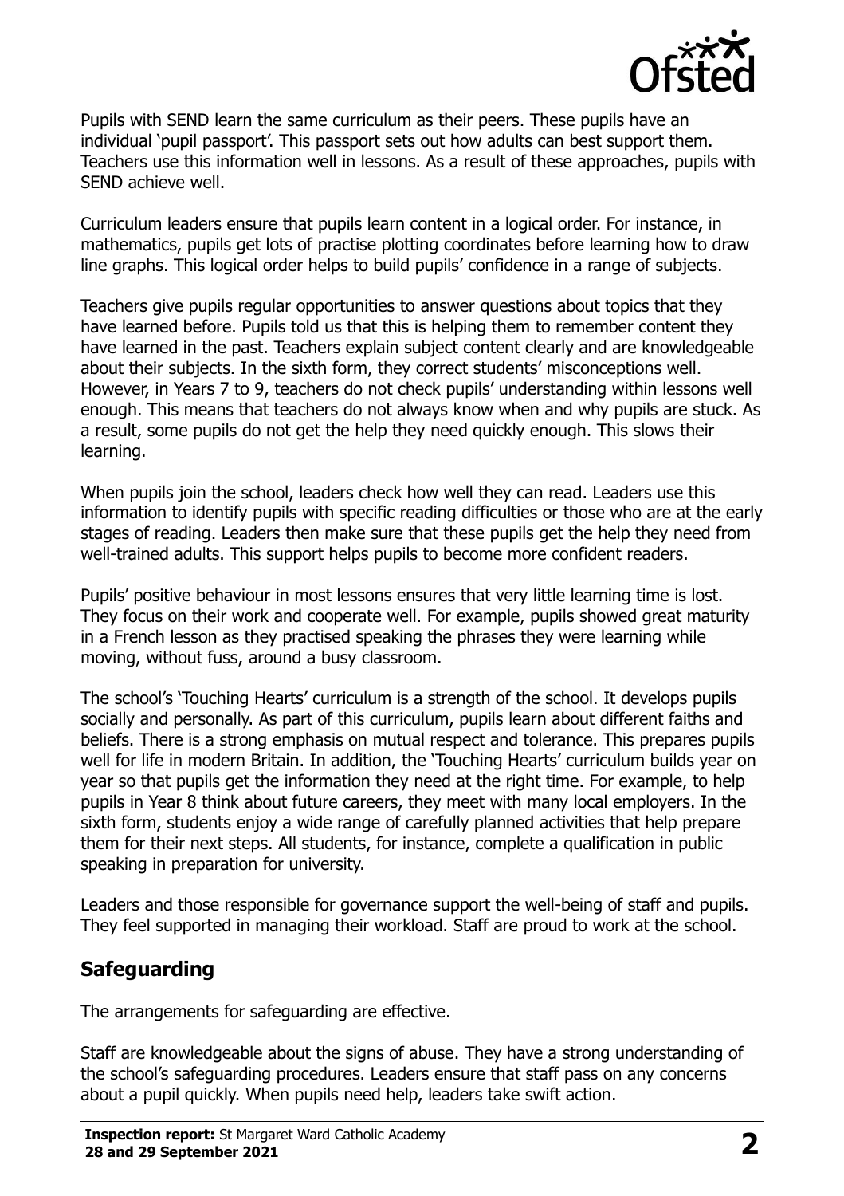Pupils with SEND learn the same curriculum as their peers. These pupils have an individual 'pupil passport'. This passport sets out how adults can best support them. Teachers use this information well in lessons. As a result of these approaches, pupils with SEND achieve well.

Curriculum leaders ensure that pupils learn content in a logical order. For instance, in mathematics, pupils get lots of practise plotting coordinates before learning how to draw line graphs. This logical order helps to build pupils' confidence in a range of subjects.

Teachers give pupils regular opportunities to answer questions about topics that they have learned before. Pupils told us that this is helping them to remember content they have learned in the past. Teachers explain subject content clearly and are knowledgeable about their subjects. In the sixth form, they correct students' misconceptions well. However, in Years 7 to 9, teachers do not check pupils' understanding within lessons well enough. This means that teachers do not always know when and why pupils are stuck. As a result, some pupils do not get the help they need quickly enough. This slows their learning.

When pupils join the school, leaders check how well they can read. Leaders use this information to identify pupils with specific reading difficulties or those who are at the early stages of reading. Leaders then make sure that these pupils get the help they need from well-trained adults. This support helps pupils to become more confident readers.

Pupils' positive behaviour in most lessons ensures that very little learning time is lost. They focus on their work and cooperate well. For example, pupils showed great maturity in a French lesson as they practised speaking the phrases they were learning while moving, without fuss, around a busy classroom.

The school's 'Touching Hearts' curriculum is a strength of the school. It develops pupils socially and personally. As part of this curriculum, pupils learn about different faiths and beliefs. There is a strong emphasis on mutual respect and tolerance. This prepares pupils well for life in modern Britain. In addition, the 'Touching Hearts' curriculum builds year on year so that pupils get the information they need at the right time. For example, to help pupils in Year 8 think about future careers, they meet with many local employers. In the sixth form, students enjoy a wide range of carefully planned activities that help prepare them for their next steps. All students, for instance, complete a qualification in public speaking in preparation for university.

Leaders and those responsible for governance support the well-being of staff and pupils. They feel supported in managing their workload. Staff are proud to work at the school.

## Safeguarding

The arrangements for safeguarding are effective.

Staff are knowledgeable about the signs of abuse. They have a strong understanding of the school's safeguarding procedures. Leaders ensure that staff pass on any concerns about a pupil quickly. When pupils need help, leaders take swift action.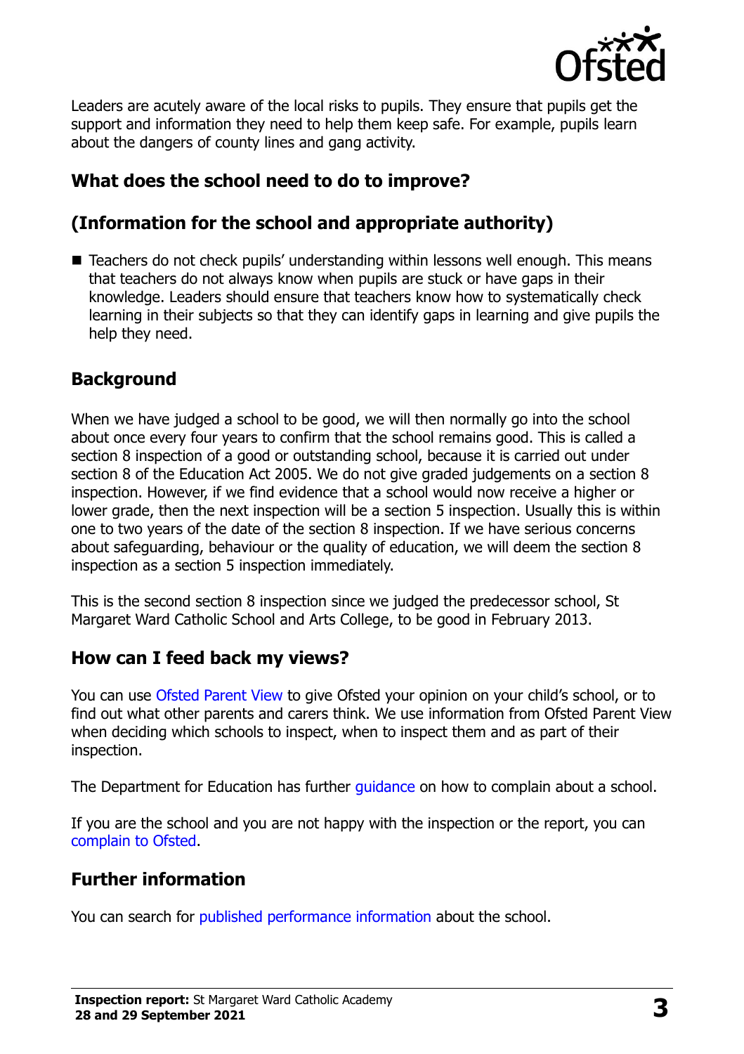Leaders are acutely aware of the local risks to pupils. They ensure that pupils get the support and information they need to help them keep safe. For example, pupils learn about the dangers of county lines and gang activity.

## What does the school need to do to improve?

## (Information for the school and appropriate authority)

- Teachers do not check pupils' understanding within lessons well enough. This means that teachers do not always know when pupils are stuck or have gaps in their knowledge. Leaders should ensure that teachers know how to systematically check learning in their subjects so that they can identify gaps in learning and give pupils the help they need.

## Background

When we have judged a school to be good, we will then normally go into the school about once every four years to confirm that the school remains good. This is called a section 8 inspection of a good or outstanding school, because it is carried out under section 8 of the Education Act 2005. We do not give graded judgements on a section 8 inspection. However, if we find evidence that a school would now receive a higher or lower grade, then the next inspection will be a section 5 inspection. Usually this is within one to two years of the date of the section 8 inspection. If we have serious concerns about safeguarding, behaviour or the quality of education, we will deem the section 8 inspection as a section 5 inspection immediately.

This is the second section 8 inspection since we judged the predecessor school, St Margaret Ward Catholic School and Arts College, to be good in February 2013.

## How can I feed back my views?

You can use Ofsted Parent View to give Ofsted your opinion on your child's school, or to find out what other parents and carers think. We use information from Ofsted Parent View when deciding which schools to inspect, when to inspect them and as part of their inspection.

The Department for Education has further guidance on how to complain about a school.

If you are the school and you are not happy with the inspection or the report, you can complain to Ofsted.

## Further information

You can search for published performance information about the school.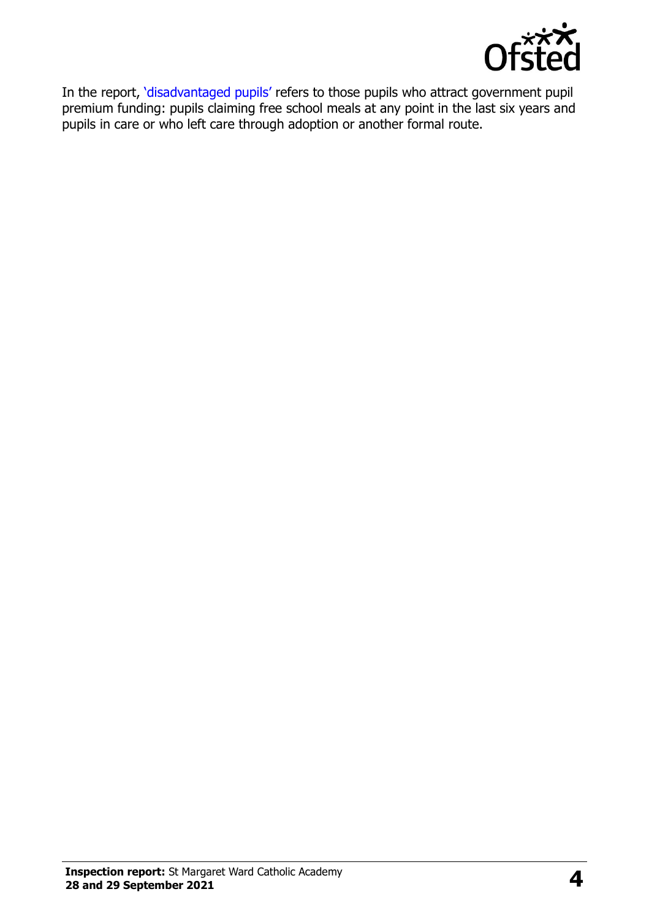In the report, 'disadvantaged pupils' refers to those pupils who attract government pupil premium funding: pupils claiming free school meals at any point in the last six years and pupils in care or who left care through adoption or another formal route.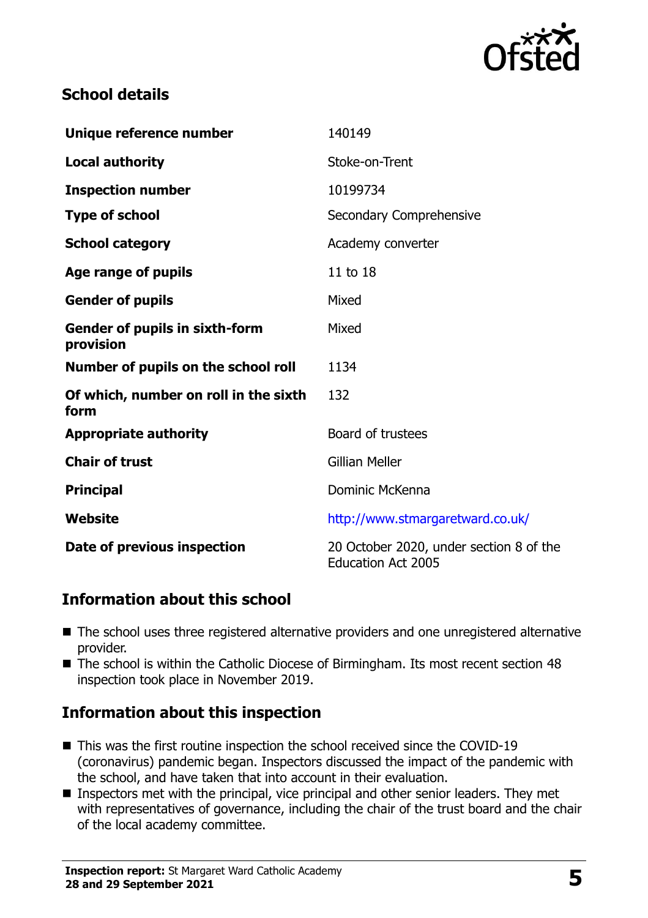## School details

| | |
|---|---|
| **Unique reference number** | 140149 |
| **Local authority** | Stoke-on-Trent |
| **Inspection number** | 10199734 |
| **Type of school** | Secondary Comprehensive |
| **School category** | Academy converter |
| **Age range of pupils** | 11 to 18 |
| **Gender of pupils** | Mixed |
| **Gender of pupils in sixth-form provision** | Mixed |
| **Number of pupils on the school roll** | 1134 |
| **Of which, number on roll in the sixth form** | 132 |
| **Appropriate authority** | Board of trustees |
| **Chair of trust** | Gillian Meller |
| **Principal** | Dominic McKenna |
| **Website** | http://www.stmargaretward.co.uk/ |
| **Date of previous inspection** | 20 October 2020, under section 8 of the Education Act 2005 |

## Information about this school

- The school uses three registered alternative providers and one unregistered alternative provider.
- The school is within the Catholic Diocese of Birmingham. Its most recent section 48 inspection took place in November 2019.

## Information about this inspection

- This was the first routine inspection the school received since the COVID-19 (coronavirus) pandemic began. Inspectors discussed the impact of the pandemic with the school, and have taken that into account in their evaluation.
- Inspectors met with the principal, vice principal and other senior leaders. They met with representatives of governance, including the chair of the trust board and the chair of the local academy committee.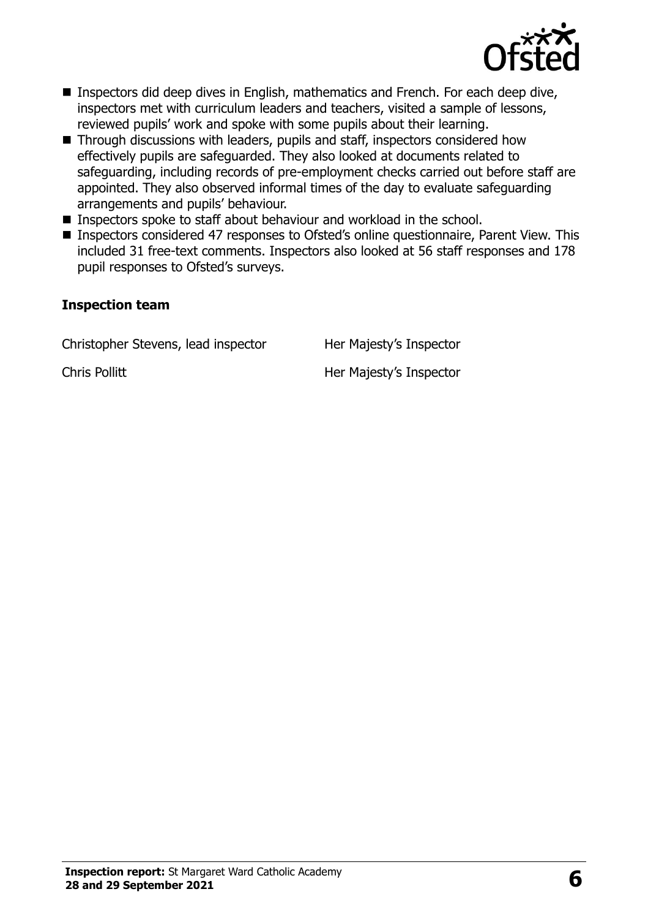- Inspectors did deep dives in English, mathematics and French. For each deep dive, inspectors met with curriculum leaders and teachers, visited a sample of lessons, reviewed pupils' work and spoke with some pupils about their learning.
- Through discussions with leaders, pupils and staff, inspectors considered how effectively pupils are safeguarded. They also looked at documents related to safeguarding, including records of pre-employment checks carried out before staff are appointed. They also observed informal times of the day to evaluate safeguarding arrangements and pupils' behaviour.
- Inspectors spoke to staff about behaviour and workload in the school.
- Inspectors considered 47 responses to Ofsted's online questionnaire, Parent View. This included 31 free-text comments. Inspectors also looked at 56 staff responses and 178 pupil responses to Ofsted's surveys.

### Inspection team

| | |
|---|---|
| Christopher Stevens, lead inspector | Her Majesty's Inspector |
| Chris Pollitt | Her Majesty's Inspector |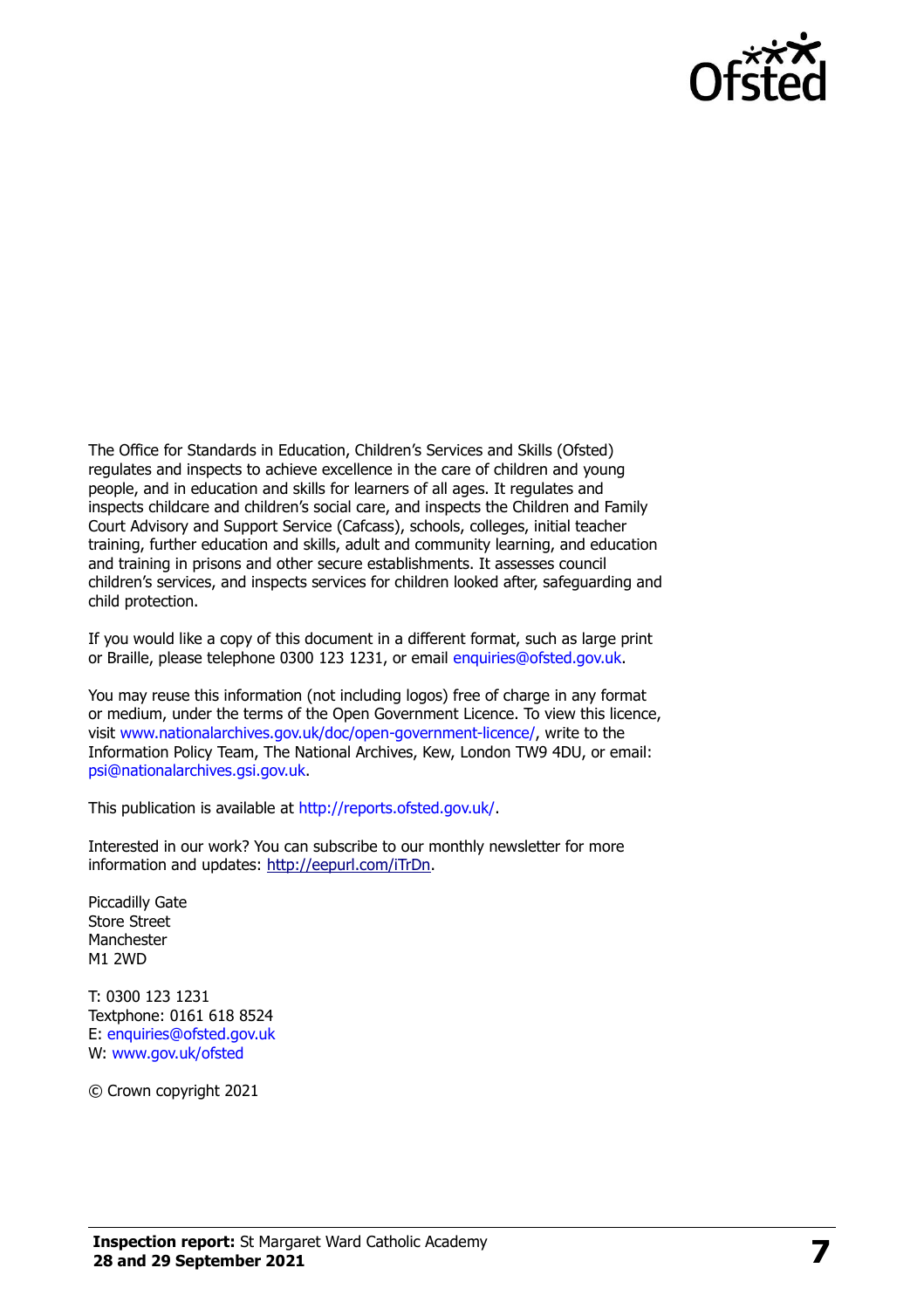The Office for Standards in Education, Children's Services and Skills (Ofsted) regulates and inspects to achieve excellence in the care of children and young people, and in education and skills for learners of all ages. It regulates and inspects childcare and children's social care, and inspects the Children and Family Court Advisory and Support Service (Cafcass), schools, colleges, initial teacher training, further education and skills, adult and community learning, and education and training in prisons and other secure establishments. It assesses council children's services, and inspects services for children looked after, safeguarding and child protection.

If you would like a copy of this document in a different format, such as large print or Braille, please telephone 0300 123 1231, or email enquiries@ofsted.gov.uk.

You may reuse this information (not including logos) free of charge in any format or medium, under the terms of the Open Government Licence. To view this licence, visit www.nationalarchives.gov.uk/doc/open-government-licence/, write to the Information Policy Team, The National Archives, Kew, London TW9 4DU, or email: psi@nationalarchives.gsi.gov.uk.

This publication is available at http://reports.ofsted.gov.uk/.

Interested in our work? You can subscribe to our monthly newsletter for more information and updates: http://eepurl.com/iTrDn.

Piccadilly Gate
Store Street
Manchester
M1 2WD

T: 0300 123 1231
Textphone: 0161 618 8524
E: enquiries@ofsted.gov.uk
W: www.gov.uk/ofsted

© Crown copyright 2021